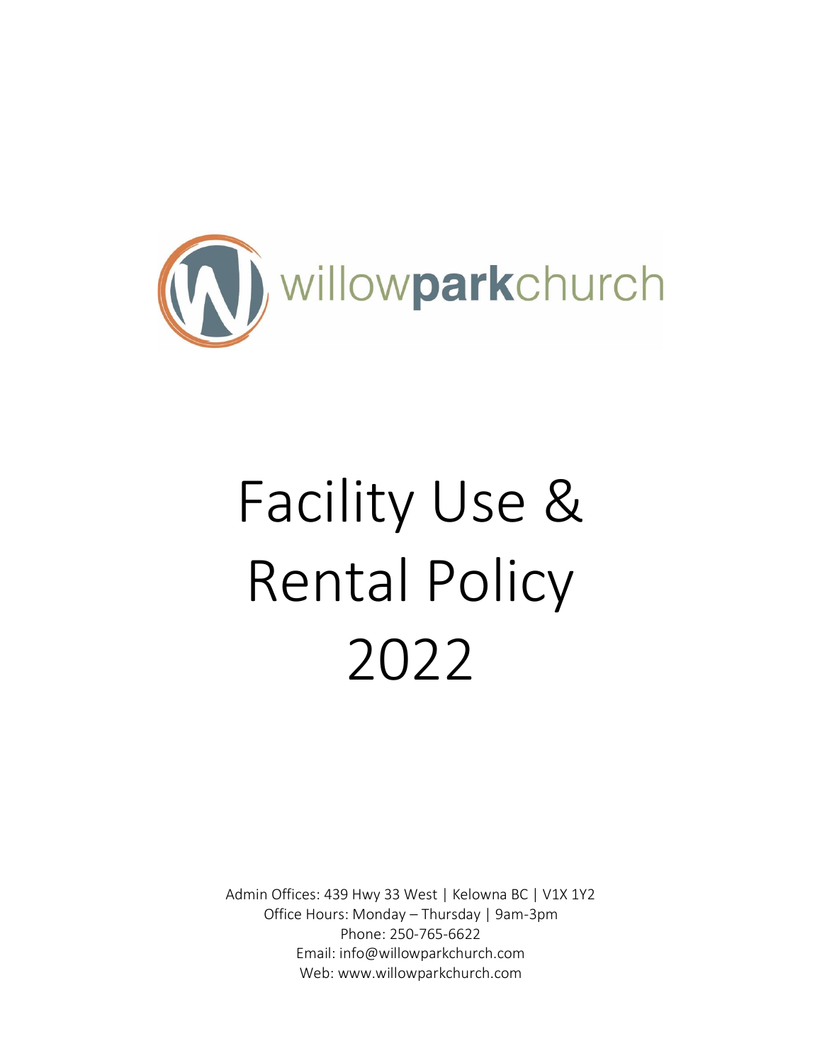willowparkchurch

# Facility Use & Rental Policy 2022

Admin Offices: 439 Hwy 33 West | Kelowna BC | V1X 1Y2
Office Hours: Monday – Thursday | 9am-3pm
Phone: 250-765-6622
Email: info@willowparkchurch.com
Web: www.willowparkchurch.com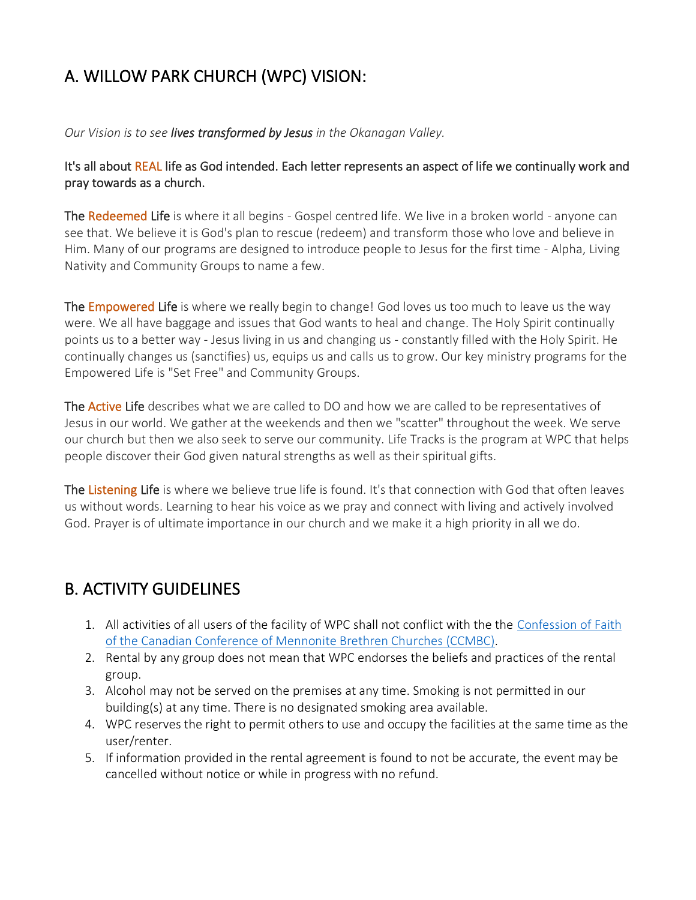## A. WILLOW PARK CHURCH (WPC) VISION:

*Our Vision is to see **lives transformed by Jesus** in the Okanagan Valley.*

It's all about REAL life as God intended. Each letter represents an aspect of life we continually work and pray towards as a church.

The Redeemed Life is where it all begins - Gospel centred life. We live in a broken world - anyone can see that. We believe it is God's plan to rescue (redeem) and transform those who love and believe in Him. Many of our programs are designed to introduce people to Jesus for the first time - Alpha, Living Nativity and Community Groups to name a few.

The Empowered Life is where we really begin to change! God loves us too much to leave us the way were. We all have baggage and issues that God wants to heal and change. The Holy Spirit continually points us to a better way - Jesus living in us and changing us - constantly filled with the Holy Spirit. He continually changes us (sanctifies) us, equips us and calls us to grow. Our key ministry programs for the Empowered Life is "Set Free" and Community Groups.

The Active Life describes what we are called to DO and how we are called to be representatives of Jesus in our world. We gather at the weekends and then we "scatter" throughout the week. We serve our church but then we also seek to serve our community. Life Tracks is the program at WPC that helps people discover their God given natural strengths as well as their spiritual gifts.

The Listening Life is where we believe true life is found. It's that connection with God that often leaves us without words. Learning to hear his voice as we pray and connect with living and actively involved God. Prayer is of ultimate importance in our church and we make it a high priority in all we do.

## B. ACTIVITY GUIDELINES

1. All activities of all users of the facility of WPC shall not conflict with the the Confession of Faith of the Canadian Conference of Mennonite Brethren Churches (CCMBC).
2. Rental by any group does not mean that WPC endorses the beliefs and practices of the rental group.
3. Alcohol may not be served on the premises at any time. Smoking is not permitted in our building(s) at any time. There is no designated smoking area available.
4. WPC reserves the right to permit others to use and occupy the facilities at the same time as the user/renter.
5. If information provided in the rental agreement is found to not be accurate, the event may be cancelled without notice or while in progress with no refund.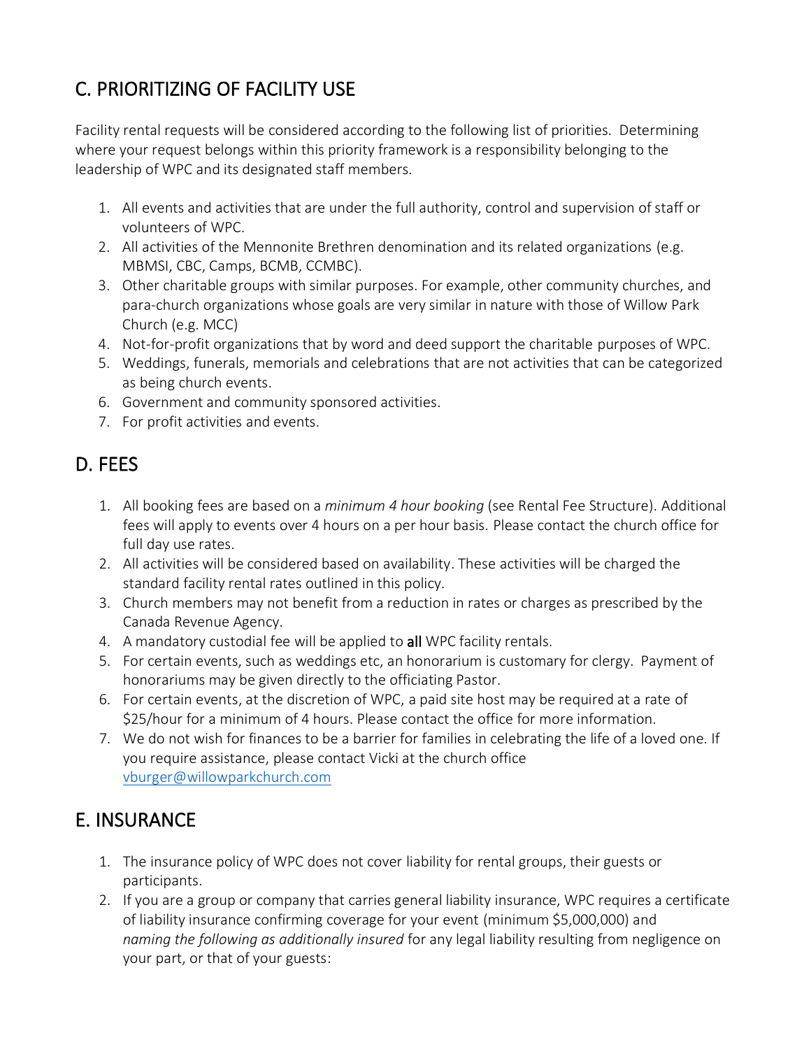## C. PRIORITIZING OF FACILITY USE

Facility rental requests will be considered according to the following list of priorities. Determining where your request belongs within this priority framework is a responsibility belonging to the leadership of WPC and its designated staff members.

1. All events and activities that are under the full authority, control and supervision of staff or volunteers of WPC.
2. All activities of the Mennonite Brethren denomination and its related organizations (e.g. MBMSI, CBC, Camps, BCMB, CCMBC).
3. Other charitable groups with similar purposes. For example, other community churches, and para-church organizations whose goals are very similar in nature with those of Willow Park Church (e.g. MCC)
4. Not-for-profit organizations that by word and deed support the charitable purposes of WPC.
5. Weddings, funerals, memorials and celebrations that are not activities that can be categorized as being church events.
6. Government and community sponsored activities.
7. For profit activities and events.

## D. FEES

1. All booking fees are based on a *minimum 4 hour booking* (see Rental Fee Structure). Additional fees will apply to events over 4 hours on a per hour basis. Please contact the church office for full day use rates.
2. All activities will be considered based on availability. These activities will be charged the standard facility rental rates outlined in this policy.
3. Church members may not benefit from a reduction in rates or charges as prescribed by the Canada Revenue Agency.
4. A mandatory custodial fee will be applied to **all** WPC facility rentals.
5. For certain events, such as weddings etc, an honorarium is customary for clergy. Payment of honorariums may be given directly to the officiating Pastor.
6. For certain events, at the discretion of WPC, a paid site host may be required at a rate of $25/hour for a minimum of 4 hours. Please contact the office for more information.
7. We do not wish for finances to be a barrier for families in celebrating the life of a loved one. If you require assistance, please contact Vicki at the church office vburger@willowparkchurch.com

## E. INSURANCE

1. The insurance policy of WPC does not cover liability for rental groups, their guests or participants.
2. If you are a group or company that carries general liability insurance, WPC requires a certificate of liability insurance confirming coverage for your event (minimum $5,000,000) and *naming the following as additionally insured* for any legal liability resulting from negligence on your part, or that of your guests: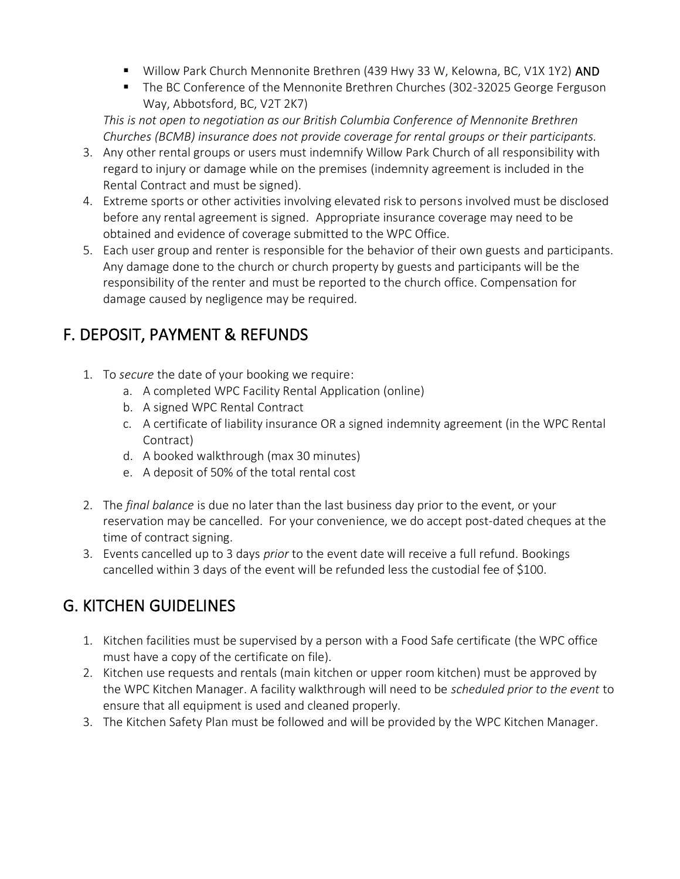- Willow Park Church Mennonite Brethren (439 Hwy 33 W, Kelowna, BC, V1X 1Y2) **AND**
   - The BC Conference of the Mennonite Brethren Churches (302-32025 George Ferguson Way, Abbotsford, BC, V2T 2K7)

   *This is not open to negotiation as our British Columbia Conference of Mennonite Brethren Churches (BCMB) insurance does not provide coverage for rental groups or their participants.*

3. Any other rental groups or users must indemnify Willow Park Church of all responsibility with regard to injury or damage while on the premises (indemnity agreement is included in the Rental Contract and must be signed).
4. Extreme sports or other activities involving elevated risk to persons involved must be disclosed before any rental agreement is signed. Appropriate insurance coverage may need to be obtained and evidence of coverage submitted to the WPC Office.
5. Each user group and renter is responsible for the behavior of their own guests and participants. Any damage done to the church or church property by guests and participants will be the responsibility of the renter and must be reported to the church office. Compensation for damage caused by negligence may be required.

## F. DEPOSIT, PAYMENT & REFUNDS

1. To *secure* the date of your booking we require:
   a. A completed WPC Facility Rental Application (online)
   b. A signed WPC Rental Contract
   c. A certificate of liability insurance OR a signed indemnity agreement (in the WPC Rental Contract)
   d. A booked walkthrough (max 30 minutes)
   e. A deposit of 50% of the total rental cost

2. The *final balance* is due no later than the last business day prior to the event, or your reservation may be cancelled. For your convenience, we do accept post-dated cheques at the time of contract signing.
3. Events cancelled up to 3 days *prior* to the event date will receive a full refund. Bookings cancelled within 3 days of the event will be refunded less the custodial fee of $100.

## G. KITCHEN GUIDELINES

1. Kitchen facilities must be supervised by a person with a Food Safe certificate (the WPC office must have a copy of the certificate on file).
2. Kitchen use requests and rentals (main kitchen or upper room kitchen) must be approved by the WPC Kitchen Manager. A facility walkthrough will need to be *scheduled prior to the event* to ensure that all equipment is used and cleaned properly.
3. The Kitchen Safety Plan must be followed and will be provided by the WPC Kitchen Manager.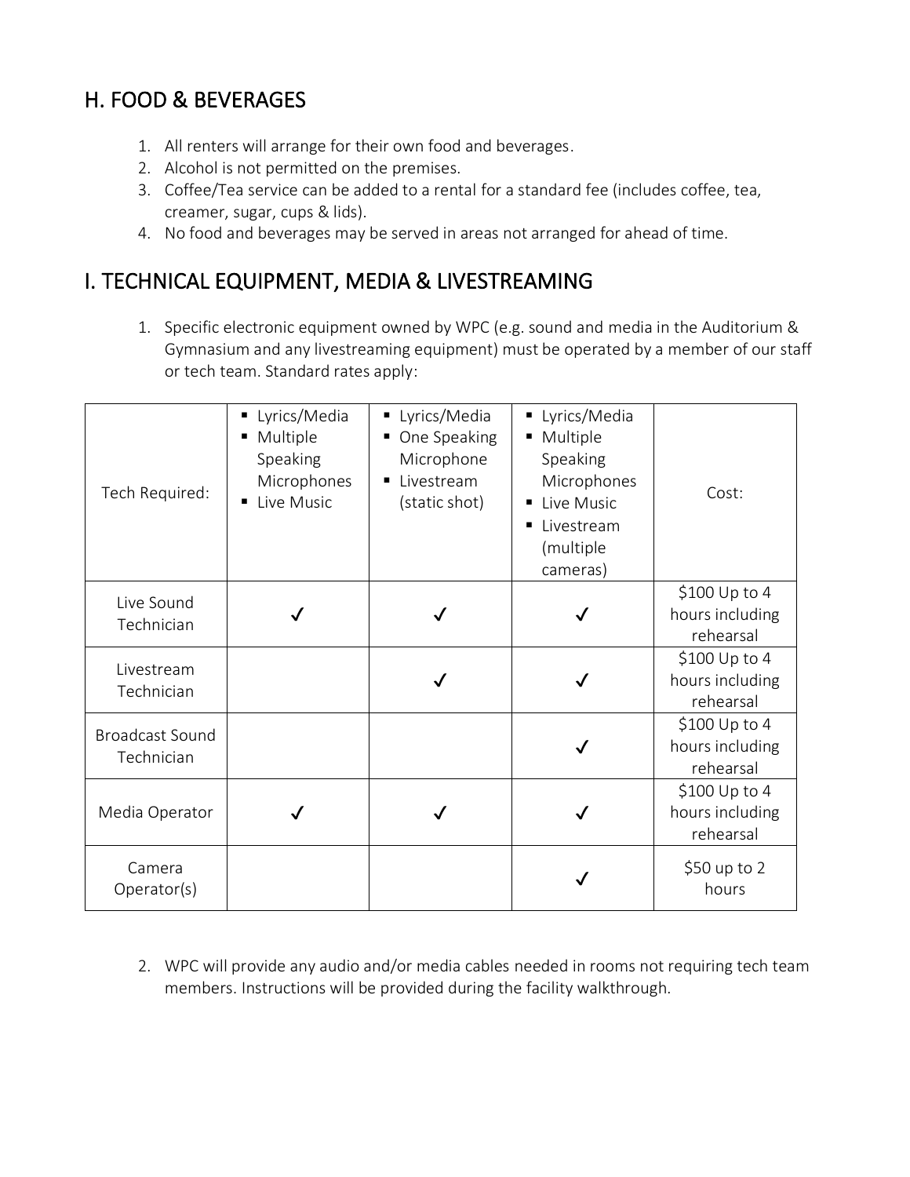## H. FOOD & BEVERAGES

1. All renters will arrange for their own food and beverages.
2. Alcohol is not permitted on the premises.
3. Coffee/Tea service can be added to a rental for a standard fee (includes coffee, tea, creamer, sugar, cups & lids).
4. No food and beverages may be served in areas not arranged for ahead of time.

## I. TECHNICAL EQUIPMENT, MEDIA & LIVESTREAMING

1. Specific electronic equipment owned by WPC (e.g. sound and media in the Auditorium & Gymnasium and any livestreaming equipment) must be operated by a member of our staff or tech team. Standard rates apply:

| Tech Required: | ▪ Lyrics/Media<br>▪ Multiple Speaking Microphones<br>▪ Live Music | ▪ Lyrics/Media<br>▪ One Speaking Microphone<br>▪ Livestream (static shot) | ▪ Lyrics/Media<br>▪ Multiple Speaking Microphones<br>▪ Live Music<br>▪ Livestream (multiple cameras) | Cost: |
|---|---|---|---|---|
| Live Sound Technician | ✓ | ✓ | ✓ | $100 Up to 4 hours including rehearsal |
| Livestream Technician | | ✓ | ✓ | $100 Up to 4 hours including rehearsal |
| Broadcast Sound Technician | | | ✓ | $100 Up to 4 hours including rehearsal |
| Media Operator | ✓ | ✓ | ✓ | $100 Up to 4 hours including rehearsal |
| Camera Operator(s) | | | ✓ | $50 up to 2 hours |

2. WPC will provide any audio and/or media cables needed in rooms not requiring tech team members. Instructions will be provided during the facility walkthrough.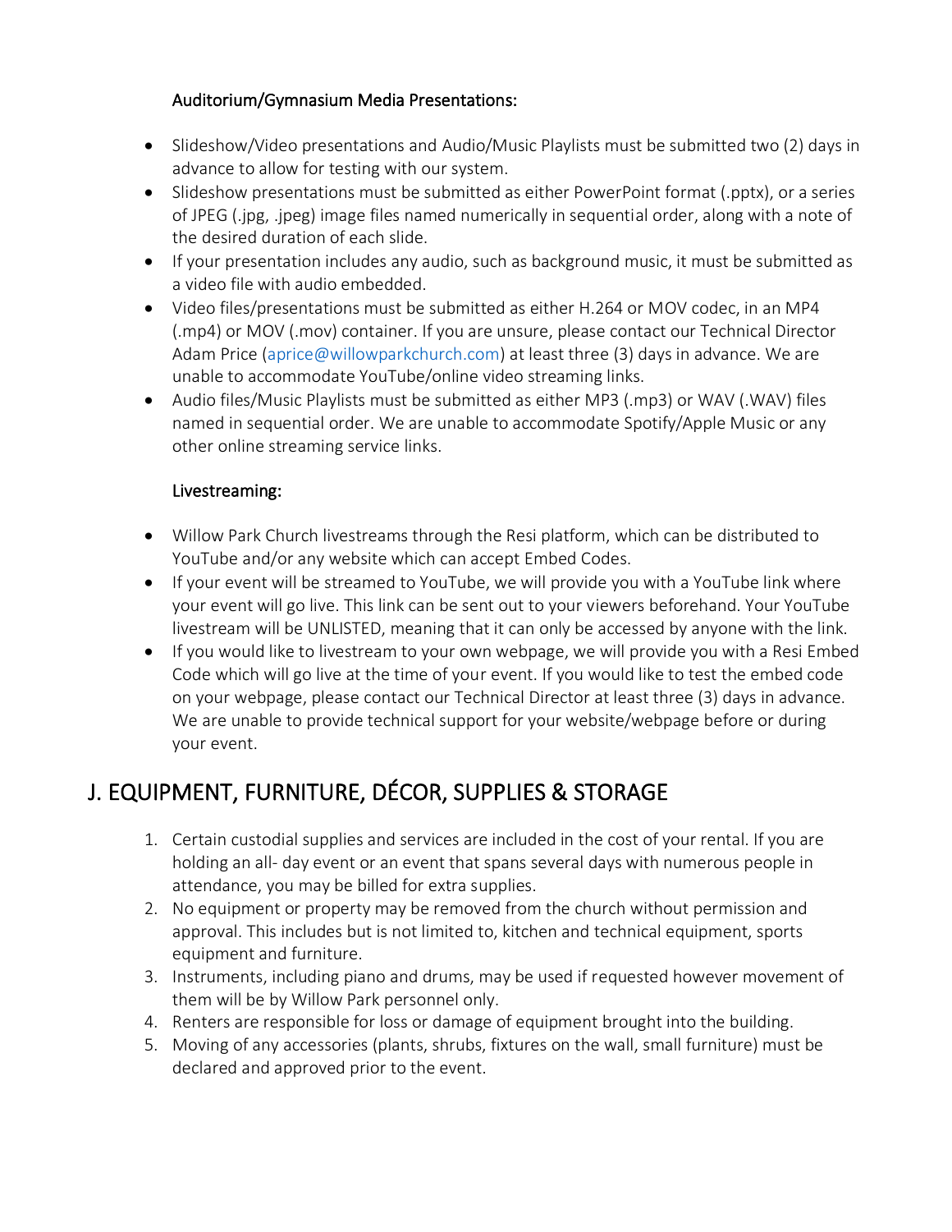### Auditorium/Gymnasium Media Presentations:

- Slideshow/Video presentations and Audio/Music Playlists must be submitted two (2) days in advance to allow for testing with our system.
- Slideshow presentations must be submitted as either PowerPoint format (.pptx), or a series of JPEG (.jpg, .jpeg) image files named numerically in sequential order, along with a note of the desired duration of each slide.
- If your presentation includes any audio, such as background music, it must be submitted as a video file with audio embedded.
- Video files/presentations must be submitted as either H.264 or MOV codec, in an MP4 (.mp4) or MOV (.mov) container. If you are unsure, please contact our Technical Director Adam Price (aprice@willowparkchurch.com) at least three (3) days in advance. We are unable to accommodate YouTube/online video streaming links.
- Audio files/Music Playlists must be submitted as either MP3 (.mp3) or WAV (.WAV) files named in sequential order. We are unable to accommodate Spotify/Apple Music or any other online streaming service links.

### Livestreaming:

- Willow Park Church livestreams through the Resi platform, which can be distributed to YouTube and/or any website which can accept Embed Codes.
- If your event will be streamed to YouTube, we will provide you with a YouTube link where your event will go live. This link can be sent out to your viewers beforehand. Your YouTube livestream will be UNLISTED, meaning that it can only be accessed by anyone with the link.
- If you would like to livestream to your own webpage, we will provide you with a Resi Embed Code which will go live at the time of your event. If you would like to test the embed code on your webpage, please contact our Technical Director at least three (3) days in advance. We are unable to provide technical support for your website/webpage before or during your event.

## J. EQUIPMENT, FURNITURE, DÉCOR, SUPPLIES & STORAGE

1. Certain custodial supplies and services are included in the cost of your rental. If you are holding an all- day event or an event that spans several days with numerous people in attendance, you may be billed for extra supplies.
2. No equipment or property may be removed from the church without permission and approval. This includes but is not limited to, kitchen and technical equipment, sports equipment and furniture.
3. Instruments, including piano and drums, may be used if requested however movement of them will be by Willow Park personnel only.
4. Renters are responsible for loss or damage of equipment brought into the building.
5. Moving of any accessories (plants, shrubs, fixtures on the wall, small furniture) must be declared and approved prior to the event.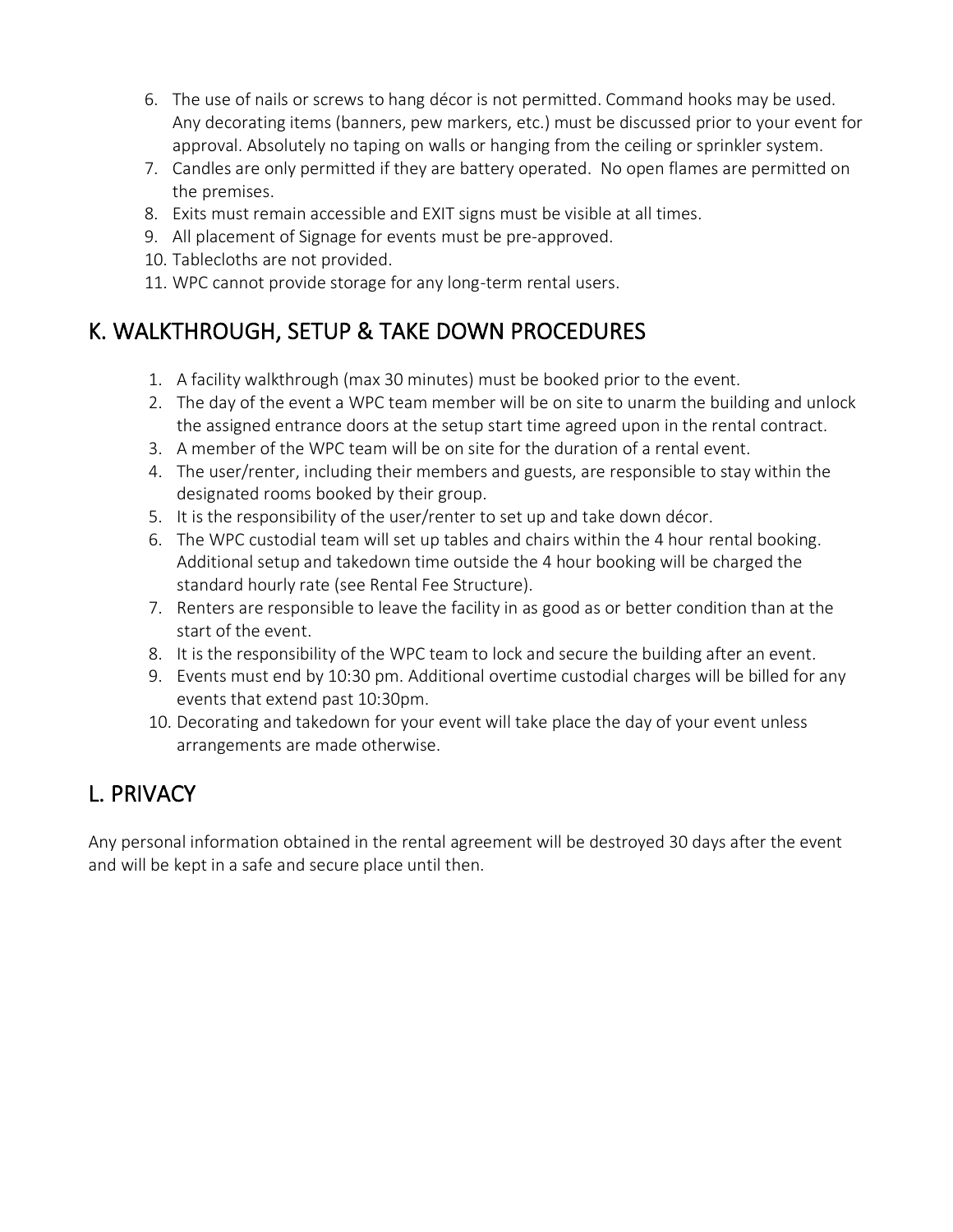6. The use of nails or screws to hang décor is not permitted. Command hooks may be used. Any decorating items (banners, pew markers, etc.) must be discussed prior to your event for approval. Absolutely no taping on walls or hanging from the ceiling or sprinkler system.
7. Candles are only permitted if they are battery operated. No open flames are permitted on the premises.
8. Exits must remain accessible and EXIT signs must be visible at all times.
9. All placement of Signage for events must be pre-approved.
10. Tablecloths are not provided.
11. WPC cannot provide storage for any long-term rental users.

## K. WALKTHROUGH, SETUP & TAKE DOWN PROCEDURES

1. A facility walkthrough (max 30 minutes) must be booked prior to the event.
2. The day of the event a WPC team member will be on site to unarm the building and unlock the assigned entrance doors at the setup start time agreed upon in the rental contract.
3. A member of the WPC team will be on site for the duration of a rental event.
4. The user/renter, including their members and guests, are responsible to stay within the designated rooms booked by their group.
5. It is the responsibility of the user/renter to set up and take down décor.
6. The WPC custodial team will set up tables and chairs within the 4 hour rental booking. Additional setup and takedown time outside the 4 hour booking will be charged the standard hourly rate (see Rental Fee Structure).
7. Renters are responsible to leave the facility in as good as or better condition than at the start of the event.
8. It is the responsibility of the WPC team to lock and secure the building after an event.
9. Events must end by 10:30 pm. Additional overtime custodial charges will be billed for any events that extend past 10:30pm.
10. Decorating and takedown for your event will take place the day of your event unless arrangements are made otherwise.

## L. PRIVACY

Any personal information obtained in the rental agreement will be destroyed 30 days after the event and will be kept in a safe and secure place until then.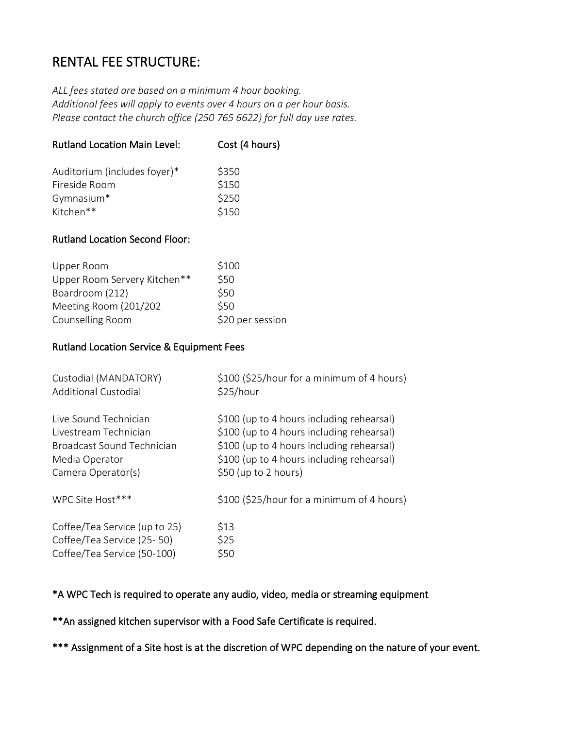## RENTAL FEE STRUCTURE:

*ALL fees stated are based on a minimum 4 hour booking.*
*Additional fees will apply to events over 4 hours on a per hour basis.*
*Please contact the church office (250 765 6622) for full day use rates.*

| Rutland Location Main Level: | Cost (4 hours) |
|---|---|
| Auditorium (includes foyer)* | $350 |
| Fireside Room | $150 |
| Gymnasium* | $250 |
| Kitchen** | $150 |

| Rutland Location Second Floor: | |
|---|---|
| Upper Room | $100 |
| Upper Room Servery Kitchen** | $50 |
| Boardroom (212) | $50 |
| Meeting Room (201/202 | $50 |
| Counselling Room | $20 per session |

| Rutland Location Service & Equipment Fees | |
|---|---|
| Custodial (MANDATORY) | $100 ($25/hour for a minimum of 4 hours) |
| Additional Custodial | $25/hour |
| Live Sound Technician | $100 (up to 4 hours including rehearsal) |
| Livestream Technician | $100 (up to 4 hours including rehearsal) |
| Broadcast Sound Technician | $100 (up to 4 hours including rehearsal) |
| Media Operator | $100 (up to 4 hours including rehearsal) |
| Camera Operator(s) | $50 (up to 2 hours) |
| WPC Site Host*** | $100 ($25/hour for a minimum of 4 hours) |
| Coffee/Tea Service (up to 25) | $13 |
| Coffee/Tea Service (25- 50) | $25 |
| Coffee/Tea Service (50-100) | $50 |

*A WPC Tech is required to operate any audio, video, media or streaming equipment

**An assigned kitchen supervisor with a Food Safe Certificate is required.

*** Assignment of a Site host is at the discretion of WPC depending on the nature of your event.